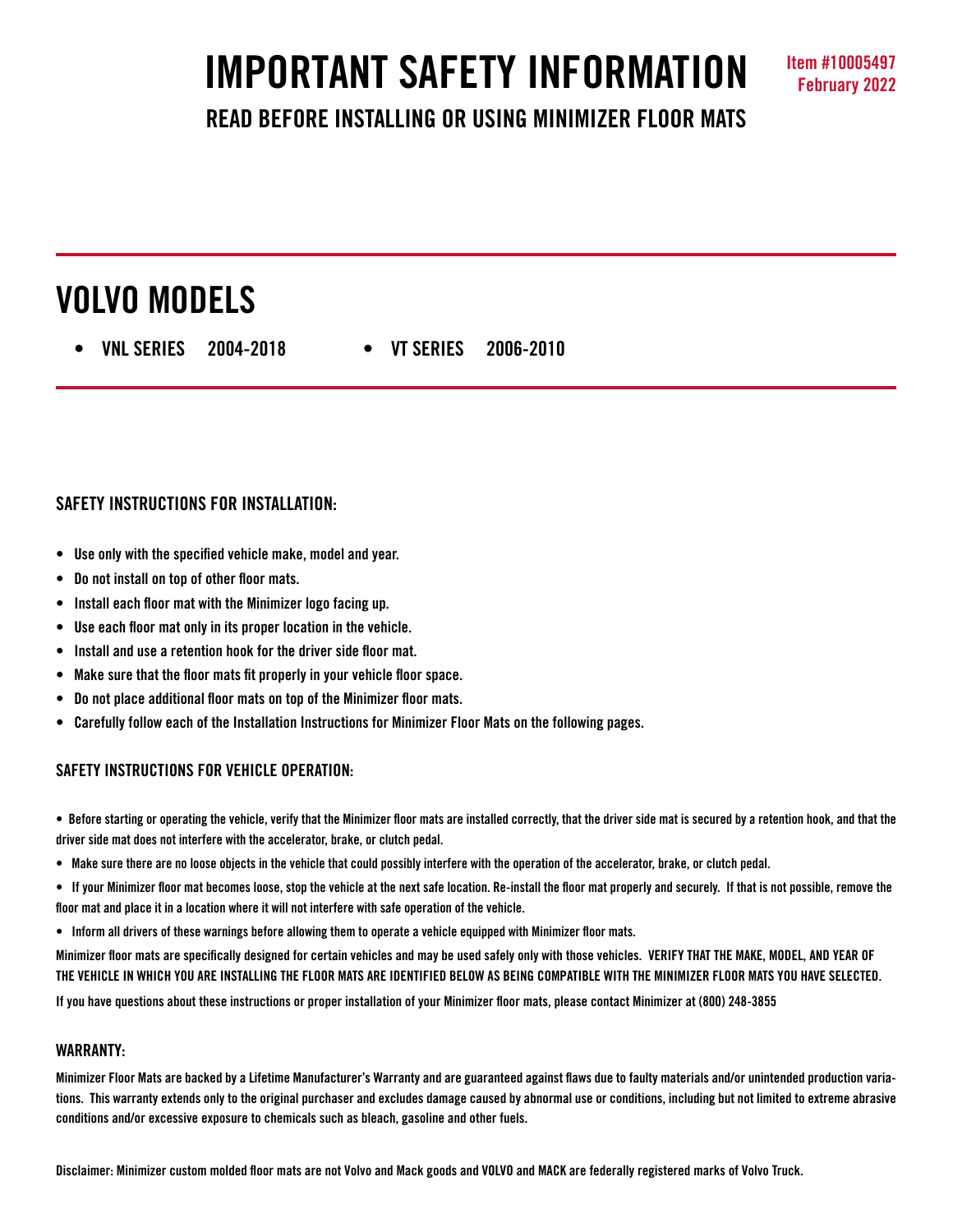# IMPORTANT SAFETY INFORMATION

Item #10005497
February 2022

## READ BEFORE INSTALLING OR USING MINIMIZER FLOOR MATS

## VOLVO MODELS

- VNL SERIES 2004-2018
- VT SERIES 2006-2010

### SAFETY INSTRUCTIONS FOR INSTALLATION:

- Use only with the specified vehicle make, model and year.
- Do not install on top of other floor mats.
- Install each floor mat with the Minimizer logo facing up.
- Use each floor mat only in its proper location in the vehicle.
- Install and use a retention hook for the driver side floor mat.
- Make sure that the floor mats fit properly in your vehicle floor space.
- Do not place additional floor mats on top of the Minimizer floor mats.
- Carefully follow each of the Installation Instructions for Minimizer Floor Mats on the following pages.

### SAFETY INSTRUCTIONS FOR VEHICLE OPERATION:

- Before starting or operating the vehicle, verify that the Minimizer floor mats are installed correctly, that the driver side mat is secured by a retention hook, and that the driver side mat does not interfere with the accelerator, brake, or clutch pedal.
- Make sure there are no loose objects in the vehicle that could possibly interfere with the operation of the accelerator, brake, or clutch pedal.
- If your Minimizer floor mat becomes loose, stop the vehicle at the next safe location. Re-install the floor mat properly and securely. If that is not possible, remove the floor mat and place it in a location where it will not interfere with safe operation of the vehicle.
- Inform all drivers of these warnings before allowing them to operate a vehicle equipped with Minimizer floor mats.

Minimizer floor mats are specifically designed for certain vehicles and may be used safely only with those vehicles. VERIFY THAT THE MAKE, MODEL, AND YEAR OF THE VEHICLE IN WHICH YOU ARE INSTALLING THE FLOOR MATS ARE IDENTIFIED BELOW AS BEING COMPATIBLE WITH THE MINIMIZER FLOOR MATS YOU HAVE SELECTED.

If you have questions about these instructions or proper installation of your Minimizer floor mats, please contact Minimizer at (800) 248-3855

### WARRANTY:

Minimizer Floor Mats are backed by a Lifetime Manufacturer's Warranty and are guaranteed against flaws due to faulty materials and/or unintended production variations. This warranty extends only to the original purchaser and excludes damage caused by abnormal use or conditions, including but not limited to extreme abrasive conditions and/or excessive exposure to chemicals such as bleach, gasoline and other fuels.

Disclaimer: Minimizer custom molded floor mats are not Volvo and Mack goods and VOLVO and MACK are federally registered marks of Volvo Truck.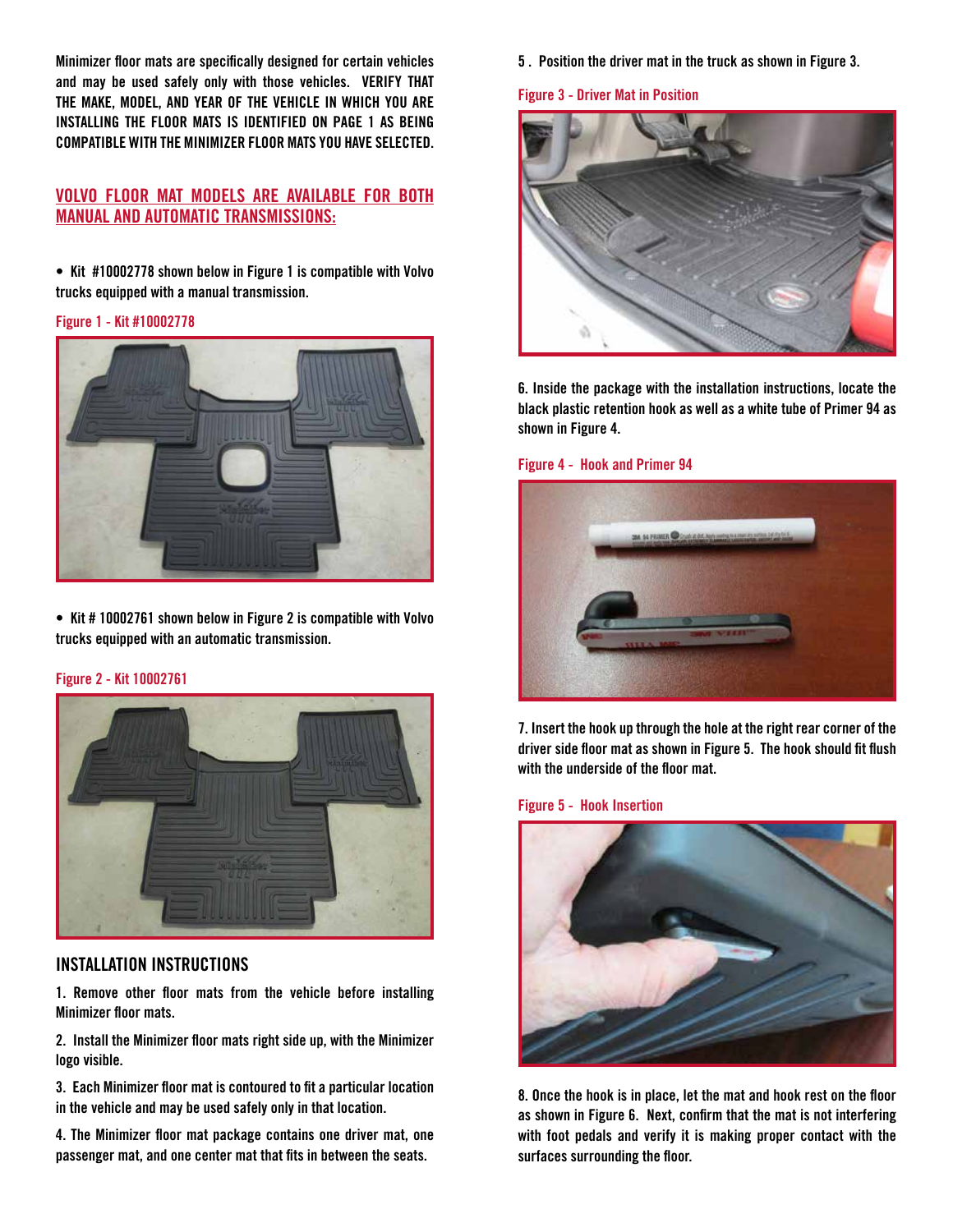Minimizer floor mats are specifically designed for certain vehicles and may be used safely only with those vehicles. **VERIFY THAT THE MAKE, MODEL, AND YEAR OF THE VEHICLE IN WHICH YOU ARE INSTALLING THE FLOOR MATS IS IDENTIFIED ON PAGE 1 AS BEING COMPATIBLE WITH THE MINIMIZER FLOOR MATS YOU HAVE SELECTED.**

**VOLVO FLOOR MAT MODELS ARE AVAILABLE FOR BOTH MANUAL AND AUTOMATIC TRANSMISSIONS:**

- Kit #10002778 shown below in Figure 1 is compatible with Volvo trucks equipped with a manual transmission.

Figure 1 - Kit #10002778

- Kit # 10002761 shown below in Figure 2 is compatible with Volvo trucks equipped with an automatic transmission.

Figure 2 - Kit 10002761

## INSTALLATION INSTRUCTIONS

1. Remove other floor mats from the vehicle before installing Minimizer floor mats.

2. Install the Minimizer floor mats right side up, with the Minimizer logo visible.

3. Each Minimizer floor mat is contoured to fit a particular location in the vehicle and may be used safely only in that location.

4. The Minimizer floor mat package contains one driver mat, one passenger mat, and one center mat that fits in between the seats.

5. Position the driver mat in the truck as shown in Figure 3.

Figure 3 - Driver Mat in Position

6. Inside the package with the installation instructions, locate the black plastic retention hook as well as a white tube of Primer 94 as shown in Figure 4.

Figure 4 - Hook and Primer 94

7. Insert the hook up through the hole at the right rear corner of the driver side floor mat as shown in Figure 5. The hook should fit flush with the underside of the floor mat.

Figure 5 - Hook Insertion

8. Once the hook is in place, let the mat and hook rest on the floor as shown in Figure 6. Next, confirm that the mat is not interfering with foot pedals and verify it is making proper contact with the surfaces surrounding the floor.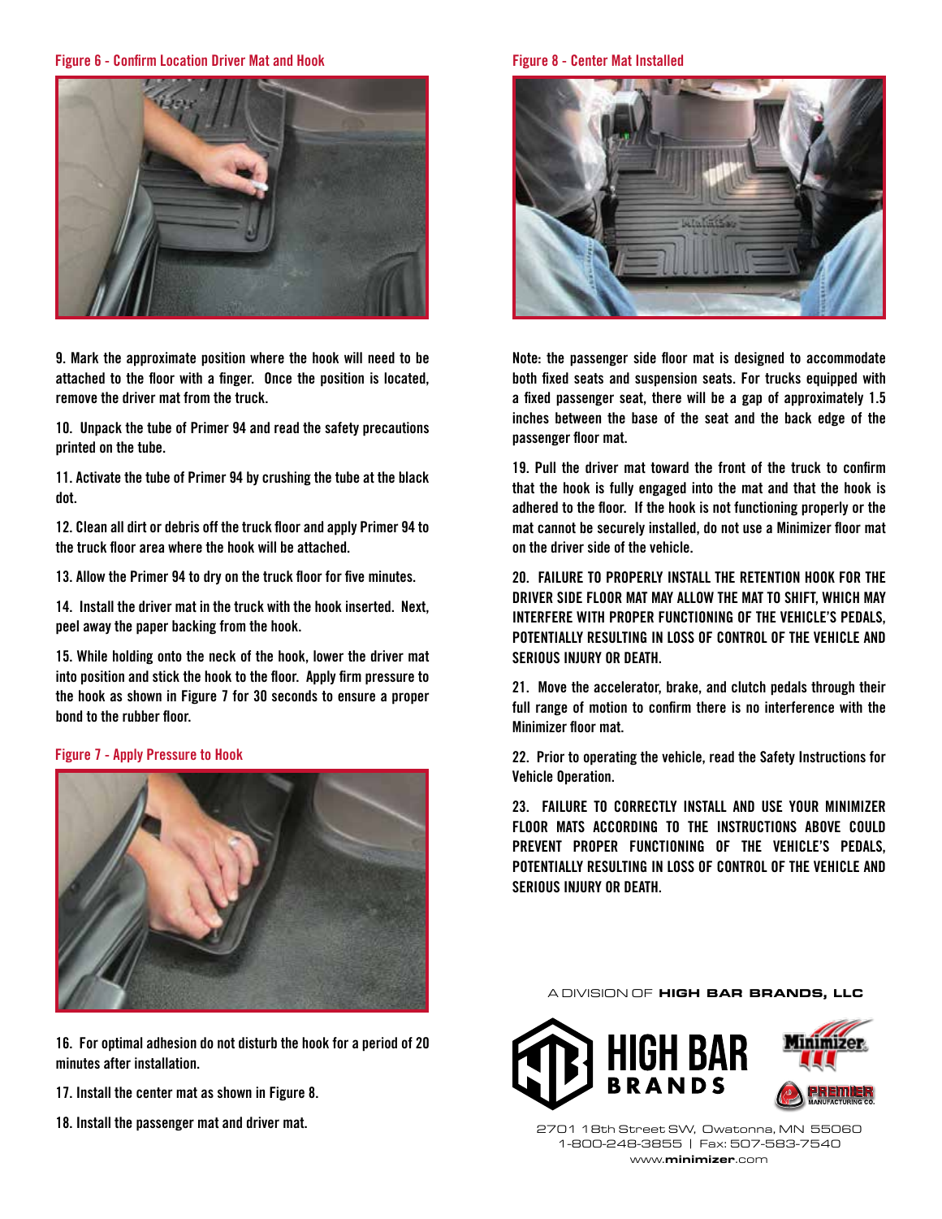Figure 6 - Confirm Location Driver Mat and Hook

9. Mark the approximate position where the hook will need to be attached to the floor with a finger. Once the position is located, remove the driver mat from the truck.

10. Unpack the tube of Primer 94 and read the safety precautions printed on the tube.

11. Activate the tube of Primer 94 by crushing the tube at the black dot.

12. Clean all dirt or debris off the truck floor and apply Primer 94 to the truck floor area where the hook will be attached.

13. Allow the Primer 94 to dry on the truck floor for five minutes.

14. Install the driver mat in the truck with the hook inserted. Next, peel away the paper backing from the hook.

15. While holding onto the neck of the hook, lower the driver mat into position and stick the hook to the floor. Apply firm pressure to the hook as shown in Figure 7 for 30 seconds to ensure a proper bond to the rubber floor.

Figure 7 - Apply Pressure to Hook

16. For optimal adhesion do not disturb the hook for a period of 20 minutes after installation.

17. Install the center mat as shown in Figure 8.

18. Install the passenger mat and driver mat.

Figure 8 - Center Mat Installed

Note: the passenger side floor mat is designed to accommodate both fixed seats and suspension seats. For trucks equipped with a fixed passenger seat, there will be a gap of approximately 1.5 inches between the base of the seat and the back edge of the passenger floor mat.

19. Pull the driver mat toward the front of the truck to confirm that the hook is fully engaged into the mat and that the hook is adhered to the floor. If the hook is not functioning properly or the mat cannot be securely installed, do not use a Minimizer floor mat on the driver side of the vehicle.

20. **FAILURE TO PROPERLY INSTALL THE RETENTION HOOK FOR THE DRIVER SIDE FLOOR MAT MAY ALLOW THE MAT TO SHIFT, WHICH MAY INTERFERE WITH PROPER FUNCTIONING OF THE VEHICLE'S PEDALS, POTENTIALLY RESULTING IN LOSS OF CONTROL OF THE VEHICLE AND SERIOUS INJURY OR DEATH.**

21. Move the accelerator, brake, and clutch pedals through their full range of motion to confirm there is no interference with the Minimizer floor mat.

22. Prior to operating the vehicle, read the Safety Instructions for Vehicle Operation.

23. **FAILURE TO CORRECTLY INSTALL AND USE YOUR MINIMIZER FLOOR MATS ACCORDING TO THE INSTRUCTIONS ABOVE COULD PREVENT PROPER FUNCTIONING OF THE VEHICLE'S PEDALS, POTENTIALLY RESULTING IN LOSS OF CONTROL OF THE VEHICLE AND SERIOUS INJURY OR DEATH.**

A DIVISION OF **HIGH BAR BRANDS, LLC**

HIGH BAR BRANDS

Minimizer

PREMIER MANUFACTURING CO.

2701 18th Street SW, Owatonna, MN 55060
1-800-248-3855 | Fax: 507-583-7540
www.**minimizer**.com